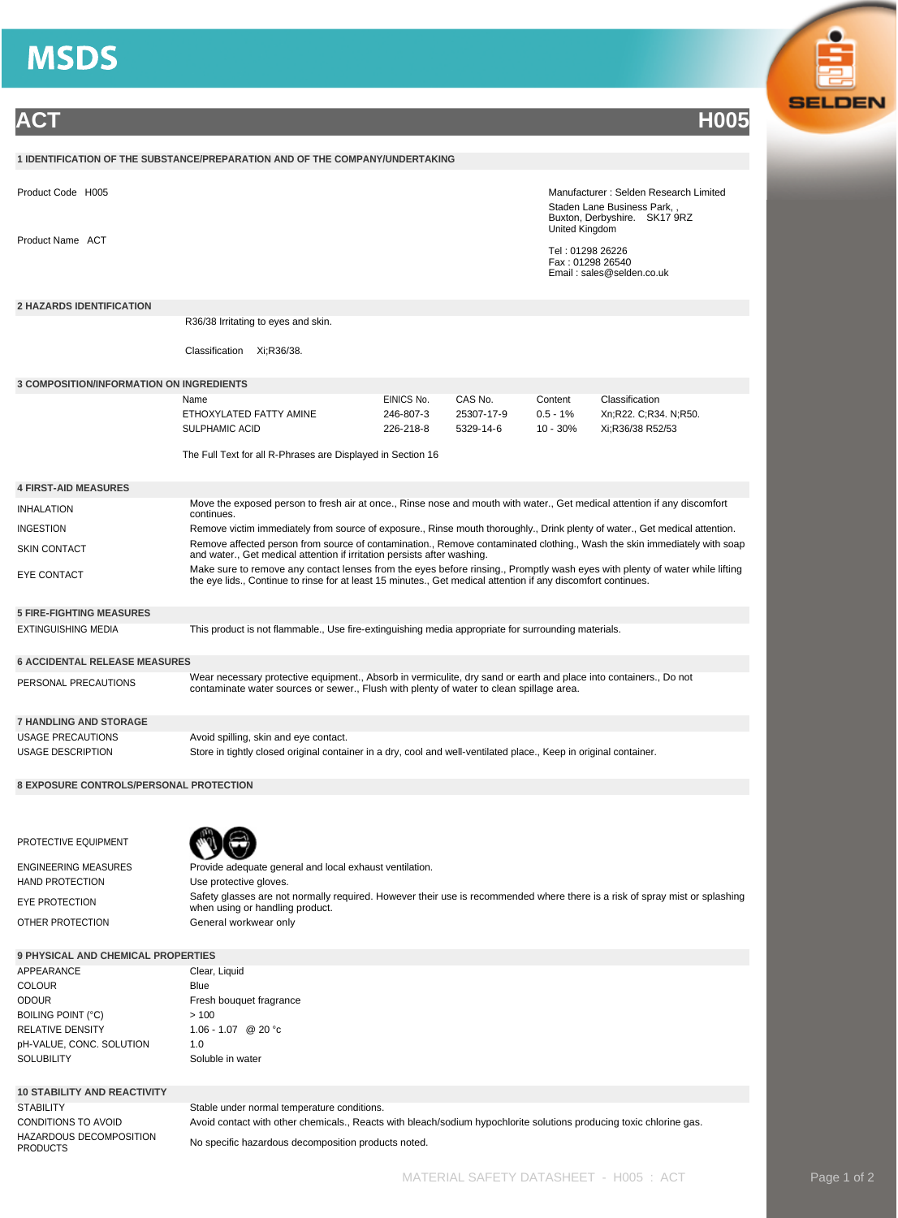# MSDS

## ACT — H005

### 1 IDENTIFICATION OF THE SUBSTANCE/PREPARATION AND OF THE COMPANY/UNDERTAKING

Product Code H005

Product Name ACT

Manufacturer : Selden Research Limited
Staden Lane Business Park, ,
Buxton, Derbyshire. SK17 9RZ
United Kingdom

Tel : 01298 26226
Fax : 01298 26540
Email : sales@selden.co.uk

### 2 HAZARDS IDENTIFICATION

R36/38 Irritating to eyes and skin.

Classification Xi;R36/38.

### 3 COMPOSITION/INFORMATION ON INGREDIENTS

| Name | EINICS No. | CAS No. | Content | Classification |
|---|---|---|---|---|
| ETHOXYLATED FATTY AMINE | 246-807-3 | 25307-17-9 | 0.5 - 1% | Xn;R22. C;R34. N;R50. |
| SULPHAMIC ACID | 226-218-8 | 5329-14-6 | 10 - 30% | Xi;R36/38 R52/53 |

The Full Text for all R-Phrases are Displayed in Section 16

### 4 FIRST-AID MEASURES

| | |
|---|---|
| INHALATION | Move the exposed person to fresh air at once., Rinse nose and mouth with water., Get medical attention if any discomfort continues. |
| INGESTION | Remove victim immediately from source of exposure., Rinse mouth thoroughly., Drink plenty of water., Get medical attention. |
| SKIN CONTACT | Remove affected person from source of contamination., Remove contaminated clothing., Wash the skin immediately with soap and water., Get medical attention if irritation persists after washing. |
| EYE CONTACT | Make sure to remove any contact lenses from the eyes before rinsing., Promptly wash eyes with plenty of water while lifting the eye lids., Continue to rinse for at least 15 minutes., Get medical attention if any discomfort continues. |

### 5 FIRE-FIGHTING MEASURES

| | |
|---|---|
| EXTINGUISHING MEDIA | This product is not flammable., Use fire-extinguishing media appropriate for surrounding materials. |

### 6 ACCIDENTAL RELEASE MEASURES

| | |
|---|---|
| PERSONAL PRECAUTIONS | Wear necessary protective equipment., Absorb in vermiculite, dry sand or earth and place into containers., Do not contaminate water sources or sewer., Flush with plenty of water to clean spillage area. |

### 7 HANDLING AND STORAGE

| | |
|---|---|
| USAGE PRECAUTIONS | Avoid spilling, skin and eye contact. |
| USAGE DESCRIPTION | Store in tightly closed original container in a dry, cool and well-ventilated place., Keep in original container. |

### 8 EXPOSURE CONTROLS/PERSONAL PROTECTION

| | |
|---|---|
| PROTECTIVE EQUIPMENT | |
| ENGINEERING MEASURES | Provide adequate general and local exhaust ventilation. |
| HAND PROTECTION | Use protective gloves. |
| EYE PROTECTION | Safety glasses are not normally required. However their use is recommended where there is a risk of spray mist or splashing when using or handling product. |
| OTHER PROTECTION | General workwear only |

### 9 PHYSICAL AND CHEMICAL PROPERTIES

| | |
|---|---|
| APPEARANCE | Clear, Liquid |
| COLOUR | Blue |
| ODOUR | Fresh bouquet fragrance |
| BOILING POINT (°C) | > 100 |
| RELATIVE DENSITY | 1.06 - 1.07 @ 20 °c |
| pH-VALUE, CONC. SOLUTION | 1.0 |
| SOLUBILITY | Soluble in water |

### 10 STABILITY AND REACTIVITY

| | |
|---|---|
| STABILITY | Stable under normal temperature conditions. |
| CONDITIONS TO AVOID | Avoid contact with other chemicals., Reacts with bleach/sodium hypochlorite solutions producing toxic chlorine gas. |
| HAZARDOUS DECOMPOSITION PRODUCTS | No specific hazardous decomposition products noted. |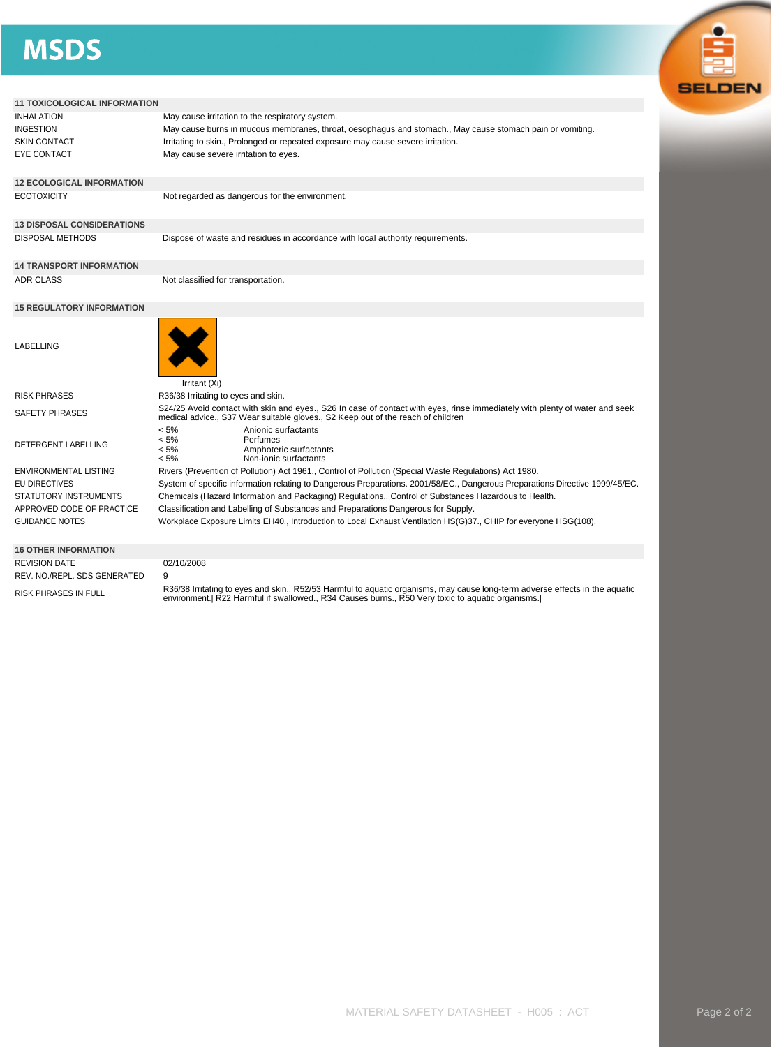## 11 TOXICOLOGICAL INFORMATION

| | |
|---|---|
| INHALATION | May cause irritation to the respiratory system. |
| INGESTION | May cause burns in mucous membranes, throat, oesophagus and stomach., May cause stomach pain or vomiting. |
| SKIN CONTACT | Irritating to skin., Prolonged or repeated exposure may cause severe irritation. |
| EYE CONTACT | May cause severe irritation to eyes. |

## 12 ECOLOGICAL INFORMATION

| | |
|---|---|
| ECOTOXICITY | Not regarded as dangerous for the environment. |

## 13 DISPOSAL CONSIDERATIONS

| | |
|---|---|
| DISPOSAL METHODS | Dispose of waste and residues in accordance with local authority requirements. |

## 14 TRANSPORT INFORMATION

| | |
|---|---|
| ADR CLASS | Not classified for transportation. |

## 15 REGULATORY INFORMATION

| | |
|---|---|
| LABELLING | Irritant (Xi) |
| RISK PHRASES | R36/38 Irritating to eyes and skin. |
| SAFETY PHRASES | S24/25 Avoid contact with skin and eyes., S26 In case of contact with eyes, rinse immediately with plenty of water and seek medical advice., S37 Wear suitable gloves., S2 Keep out of the reach of children |
| DETERGENT LABELLING | < 5% Anionic surfactants<br>< 5% Perfumes<br>< 5% Amphoteric surfactants<br>< 5% Non-ionic surfactants |
| ENVIRONMENTAL LISTING | Rivers (Prevention of Pollution) Act 1961., Control of Pollution (Special Waste Regulations) Act 1980. |
| EU DIRECTIVES | System of specific information relating to Dangerous Preparations. 2001/58/EC., Dangerous Preparations Directive 1999/45/EC. |
| STATUTORY INSTRUMENTS | Chemicals (Hazard Information and Packaging) Regulations., Control of Substances Hazardous to Health. |
| APPROVED CODE OF PRACTICE | Classification and Labelling of Substances and Preparations Dangerous for Supply. |
| GUIDANCE NOTES | Workplace Exposure Limits EH40., Introduction to Local Exhaust Ventilation HS(G)37., CHIP for everyone HSG(108). |

## 16 OTHER INFORMATION

| | |
|---|---|
| REVISION DATE | 02/10/2008 |
| REV. NO./REPL. SDS GENERATED | 9 |
| RISK PHRASES IN FULL | R36/38 Irritating to eyes and skin., R52/53 Harmful to aquatic organisms, may cause long-term adverse effects in the aquatic environment.\| R22 Harmful if swallowed., R34 Causes burns., R50 Very toxic to aquatic organisms.\| |